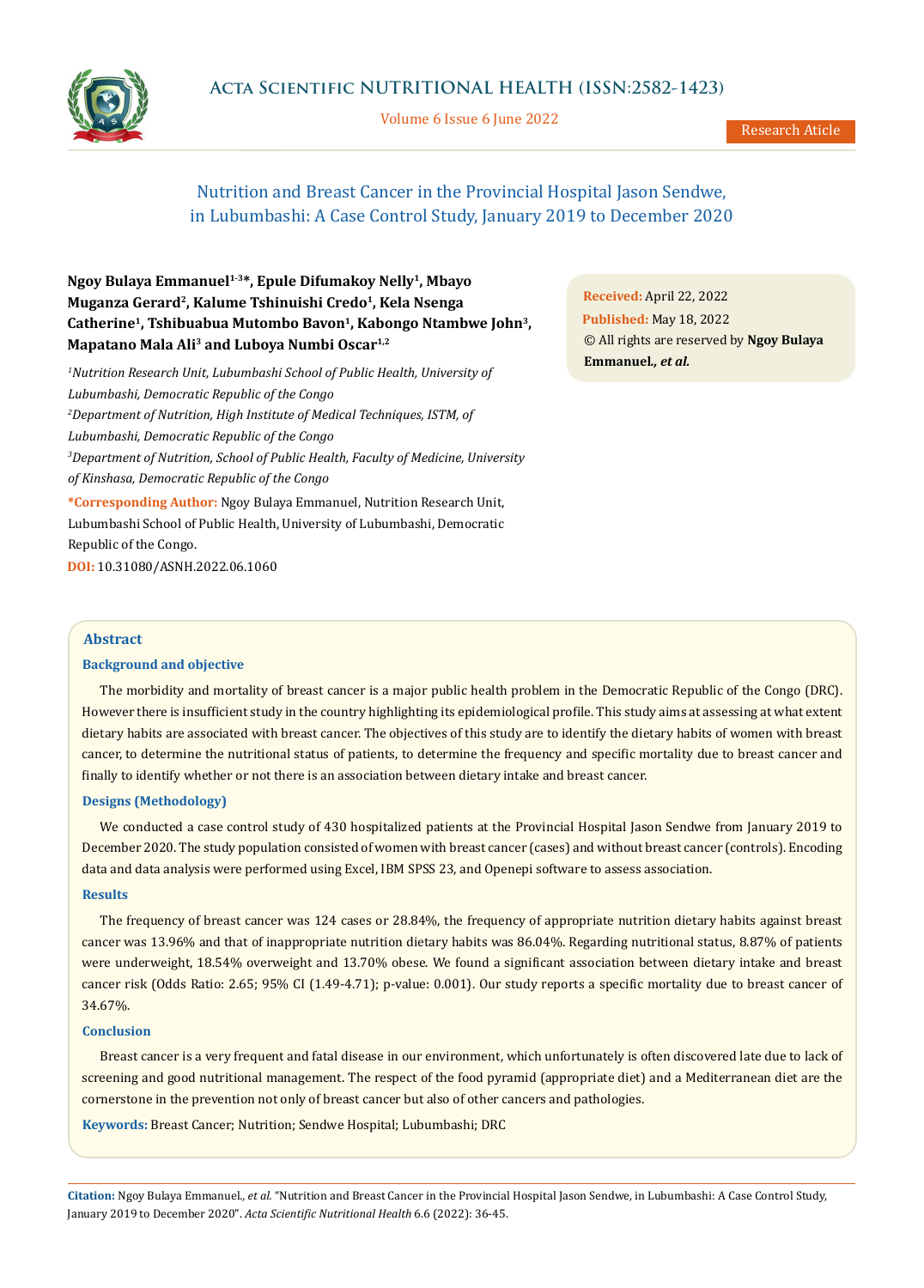# Nutrition and Breast Cancer in the Provincial Hospital Jason Sendwe, in Lubumbashi: A Case Control Study, January 2019 to December 2020

**Ngoy Bulaya Emmanuel[1-3]*, Epule Difumakoy Nelly[1], Mbayo Muganza Gerard[2], Kalume Tshinuishi Credo[1], Kela Nsenga Catherine[1], Tshibuabua Mutombo Bavon[1], Kabongo Ntambwe John[3], Mapatano Mala Ali[3] and Luboya Numbi Oscar[1,2]**

[1]*Nutrition Research Unit, Lubumbashi School of Public Health, University of Lubumbashi, Democratic Republic of the Congo*

[2]*Department of Nutrition, High Institute of Medical Techniques, ISTM, of Lubumbashi, Democratic Republic of the Congo*

[3]*Department of Nutrition, School of Public Health, Faculty of Medicine, University of Kinshasa, Democratic Republic of the Congo*

**\*Corresponding Author:** Ngoy Bulaya Emmanuel, Nutrition Research Unit, Lubumbashi School of Public Health, University of Lubumbashi, Democratic Republic of the Congo.

**DOI:** 10.31080/ASNH.2022.06.1060

**Received:** April 22, 2022

**Published:** May 18, 2022

© All rights are reserved by **Ngoy Bulaya Emmanuel***., et al.*

## Abstract

### Background and objective

The morbidity and mortality of breast cancer is a major public health problem in the Democratic Republic of the Congo (DRC). However there is insufficient study in the country highlighting its epidemiological profile. This study aims at assessing at what extent dietary habits are associated with breast cancer. The objectives of this study are to identify the dietary habits of women with breast cancer, to determine the nutritional status of patients, to determine the frequency and specific mortality due to breast cancer and finally to identify whether or not there is an association between dietary intake and breast cancer.

### Designs (Methodology)

We conducted a case control study of 430 hospitalized patients at the Provincial Hospital Jason Sendwe from January 2019 to December 2020. The study population consisted of women with breast cancer (cases) and without breast cancer (controls). Encoding data and data analysis were performed using Excel, IBM SPSS 23, and Openepi software to assess association.

### Results

The frequency of breast cancer was 124 cases or 28.84%, the frequency of appropriate nutrition dietary habits against breast cancer was 13.96% and that of inappropriate nutrition dietary habits was 86.04%. Regarding nutritional status, 8.87% of patients were underweight, 18.54% overweight and 13.70% obese. We found a significant association between dietary intake and breast cancer risk (Odds Ratio: 2.65; 95% CI (1.49-4.71); p-value: 0.001). Our study reports a specific mortality due to breast cancer of 34.67%.

### Conclusion

Breast cancer is a very frequent and fatal disease in our environment, which unfortunately is often discovered late due to lack of screening and good nutritional management. The respect of the food pyramid (appropriate diet) and a Mediterranean diet are the cornerstone in the prevention not only of breast cancer but also of other cancers and pathologies.

**Keywords:** Breast Cancer; Nutrition; Sendwe Hospital; Lubumbashi; DRC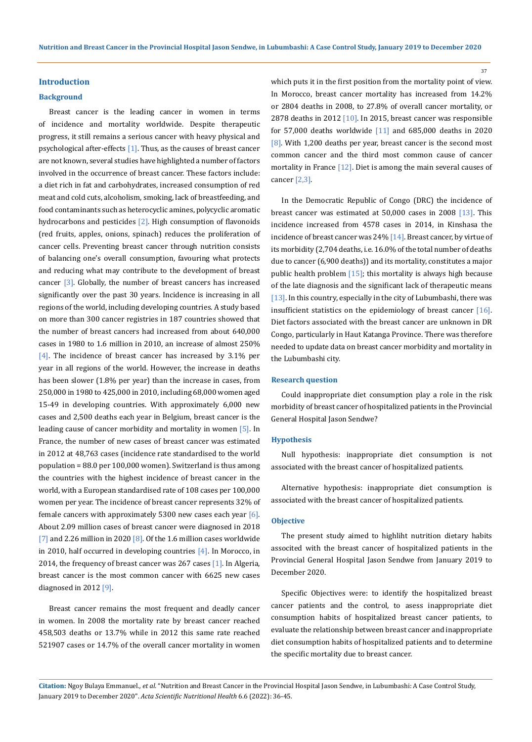## Introduction

### Background

Breast cancer is the leading cancer in women in terms of incidence and mortality worldwide. Despite therapeutic progress, it still remains a serious cancer with heavy physical and psychological after-effects [1]. Thus, as the causes of breast cancer are not known, several studies have highlighted a number of factors involved in the occurrence of breast cancer. These factors include: a diet rich in fat and carbohydrates, increased consumption of red meat and cold cuts, alcoholism, smoking, lack of breastfeeding, and food contaminants such as heterocyclic amines, polycyclic aromatic hydrocarbons and pesticides [2]. High consumption of flavonoids (red fruits, apples, onions, spinach) reduces the proliferation of cancer cells. Preventing breast cancer through nutrition consists of balancing one's overall consumption, favouring what protects and reducing what may contribute to the development of breast cancer [3]. Globally, the number of breast cancers has increased significantly over the past 30 years. Incidence is increasing in all regions of the world, including developing countries. A study based on more than 300 cancer registries in 187 countries showed that the number of breast cancers had increased from about 640,000 cases in 1980 to 1.6 million in 2010, an increase of almost 250% [4]. The incidence of breast cancer has increased by 3.1% per year in all regions of the world. However, the increase in deaths has been slower (1.8% per year) than the increase in cases, from 250,000 in 1980 to 425,000 in 2010, including 68,000 women aged 15-49 in developing countries. With approximately 6,000 new cases and 2,500 deaths each year in Belgium, breast cancer is the leading cause of cancer morbidity and mortality in women [5]. In France, the number of new cases of breast cancer was estimated in 2012 at 48,763 cases (incidence rate standardised to the world population = 88.0 per 100,000 women). Switzerland is thus among the countries with the highest incidence of breast cancer in the world, with a European standardised rate of 108 cases per 100,000 women per year. The incidence of breast cancer represents 32% of female cancers with approximately 5300 new cases each year [6]. About 2.09 million cases of breast cancer were diagnosed in 2018 [7] and 2.26 million in 2020 [8]. Of the 1.6 million cases worldwide in 2010, half occurred in developing countries [4]. In Morocco, in 2014, the frequency of breast cancer was 267 cases [1]. In Algeria, breast cancer is the most common cancer with 6625 new cases diagnosed in 2012 [9].

Breast cancer remains the most frequent and deadly cancer in women. In 2008 the mortality rate by breast cancer reached 458,503 deaths or 13.7% while in 2012 this same rate reached 521907 cases or 14.7% of the overall cancer mortality in women which puts it in the first position from the mortality point of view. In Morocco, breast cancer mortality has increased from 14.2% or 2804 deaths in 2008, to 27.8% of overall cancer mortality, or 2878 deaths in 2012 [10]. In 2015, breast cancer was responsible for 57,000 deaths worldwide [11] and 685,000 deaths in 2020 [8]. With 1,200 deaths per year, breast cancer is the second most common cancer and the third most common cause of cancer mortality in France [12]. Diet is among the main several causes of cancer [2,3].

In the Democratic Republic of Congo (DRC) the incidence of breast cancer was estimated at 50,000 cases in 2008 [13]. This incidence increased from 4578 cases in 2014, in Kinshasa the incidence of breast cancer was 24% [14]. Breast cancer, by virtue of its morbidity (2,704 deaths, i.e. 16.0% of the total number of deaths due to cancer (6,900 deaths)) and its mortality, constitutes a major public health problem [15]; this mortality is always high because of the late diagnosis and the significant lack of therapeutic means [13]. In this country, especially in the city of Lubumbashi, there was insufficient statistics on the epidemiology of breast cancer [16]. Diet factors associated with the breast cancer are unknown in DR Congo, particularly in Haut Katanga Province. There was therefore needed to update data on breast cancer morbidity and mortality in the Lubumbashi city.

### Research question

Could inappropriate diet consumption play a role in the risk morbidity of breast cancer of hospitalized patients in the Provincial General Hospital Jason Sendwe?

### Hypothesis

Null hypothesis: inappropriate diet consumption is not associated with the breast cancer of hospitalized patients.

Alternative hypothesis: inappropriate diet consumption is associated with the breast cancer of hospitalized patients.

### Objective

The present study aimed to highliht nutrition dietary habits associted with the breast cancer of hospitalized patients in the Provincial General Hospital Jason Sendwe from January 2019 to December 2020.

Specific Objectives were: to identify the hospitalized breast cancer patients and the control, to asess inappropriate diet consumption habits of hospitalized breast cancer patients, to evaluate the relationship between breast cancer and inappropriate diet consumption habits of hospitalized patients and to determine the specific mortality due to breast cancer.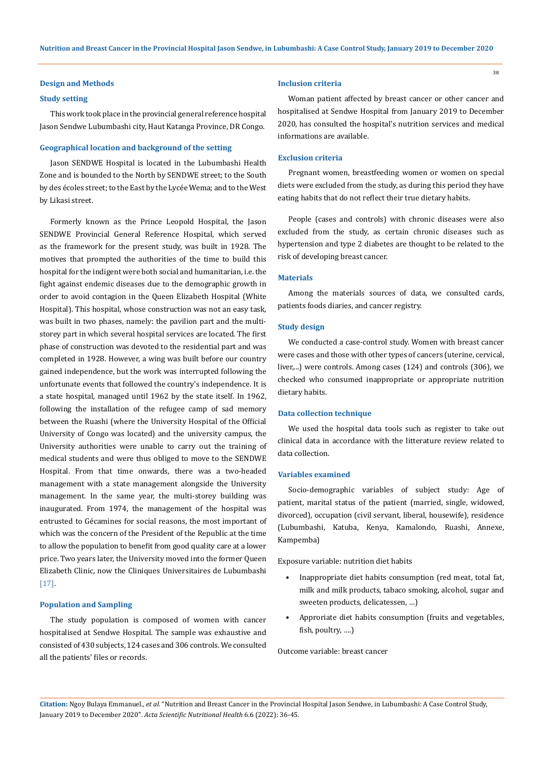## Design and Methods

### Study setting

This work took place in the provincial general reference hospital Jason Sendwe Lubumbashi city, Haut Katanga Province, DR Congo.

### Geographical location and background of the setting

Jason SENDWE Hospital is located in the Lubumbashi Health Zone and is bounded to the North by SENDWE street; to the South by des écoles street; to the East by the Lycée Wema; and to the West by Likasi street.

Formerly known as the Prince Leopold Hospital, the Jason SENDWE Provincial General Reference Hospital, which served as the framework for the present study, was built in 1928. The motives that prompted the authorities of the time to build this hospital for the indigent were both social and humanitarian, i.e. the fight against endemic diseases due to the demographic growth in order to avoid contagion in the Queen Elizabeth Hospital (White Hospital). This hospital, whose construction was not an easy task, was built in two phases, namely: the pavilion part and the multi-storey part in which several hospital services are located. The first phase of construction was devoted to the residential part and was completed in 1928. However, a wing was built before our country gained independence, but the work was interrupted following the unfortunate events that followed the country's independence. It is a state hospital, managed until 1962 by the state itself. In 1962, following the installation of the refugee camp of sad memory between the Ruashi (where the University Hospital of the Official University of Congo was located) and the university campus, the University authorities were unable to carry out the training of medical students and were thus obliged to move to the SENDWE Hospital. From that time onwards, there was a two-headed management with a state management alongside the University management. In the same year, the multi-storey building was inaugurated. From 1974, the management of the hospital was entrusted to Gécamines for social reasons, the most important of which was the concern of the President of the Republic at the time to allow the population to benefit from good quality care at a lower price. Two years later, the University moved into the former Queen Elizabeth Clinic, now the Cliniques Universitaires de Lubumbashi [17].

### Population and Sampling

The study population is composed of women with cancer hospitalised at Sendwe Hospital. The sample was exhaustive and consisted of 430 subjects, 124 cases and 306 controls. We consulted all the patients' files or records.

### Inclusion criteria

Woman patient affected by breast cancer or other cancer and hospitalised at Sendwe Hospital from January 2019 to December 2020, has consulted the hospital's nutrition services and medical informations are available.

### Exclusion criteria

Pregnant women, breastfeeding women or women on special diets were excluded from the study, as during this period they have eating habits that do not reflect their true dietary habits.

People (cases and controls) with chronic diseases were also excluded from the study, as certain chronic diseases such as hypertension and type 2 diabetes are thought to be related to the risk of developing breast cancer.

### Materials

Among the materials sources of data, we consulted cards, patients foods diaries, and cancer registry.

### Study design

We conducted a case-control study. Women with breast cancer were cases and those with other types of cancers (uterine, cervical, liver,...) were controls. Among cases (124) and controls (306), we checked who consumed inappropriate or appropriate nutrition dietary habits.

### Data collection technique

We used the hospital data tools such as register to take out clinical data in accordance with the litterature review related to data collection.

### Variables examined

Socio-demographic variables of subject study: Age of patient, marital status of the patient (married, single, widowed, divorced), occupation (civil servant, liberal, housewife), residence (Lubumbashi, Katuba, Kenya, Kamalondo, Ruashi, Annexe, Kampemba)

Exposure variable: nutrition diet habits

- Inappropriate diet habits consumption (red meat, total fat, milk and milk products, tabaco smoking, alcohol, sugar and sweeten products, delicatessen, ...)
- Approriate diet habits consumption (fruits and vegetables, fish, poultry, ....)

Outcome variable: breast cancer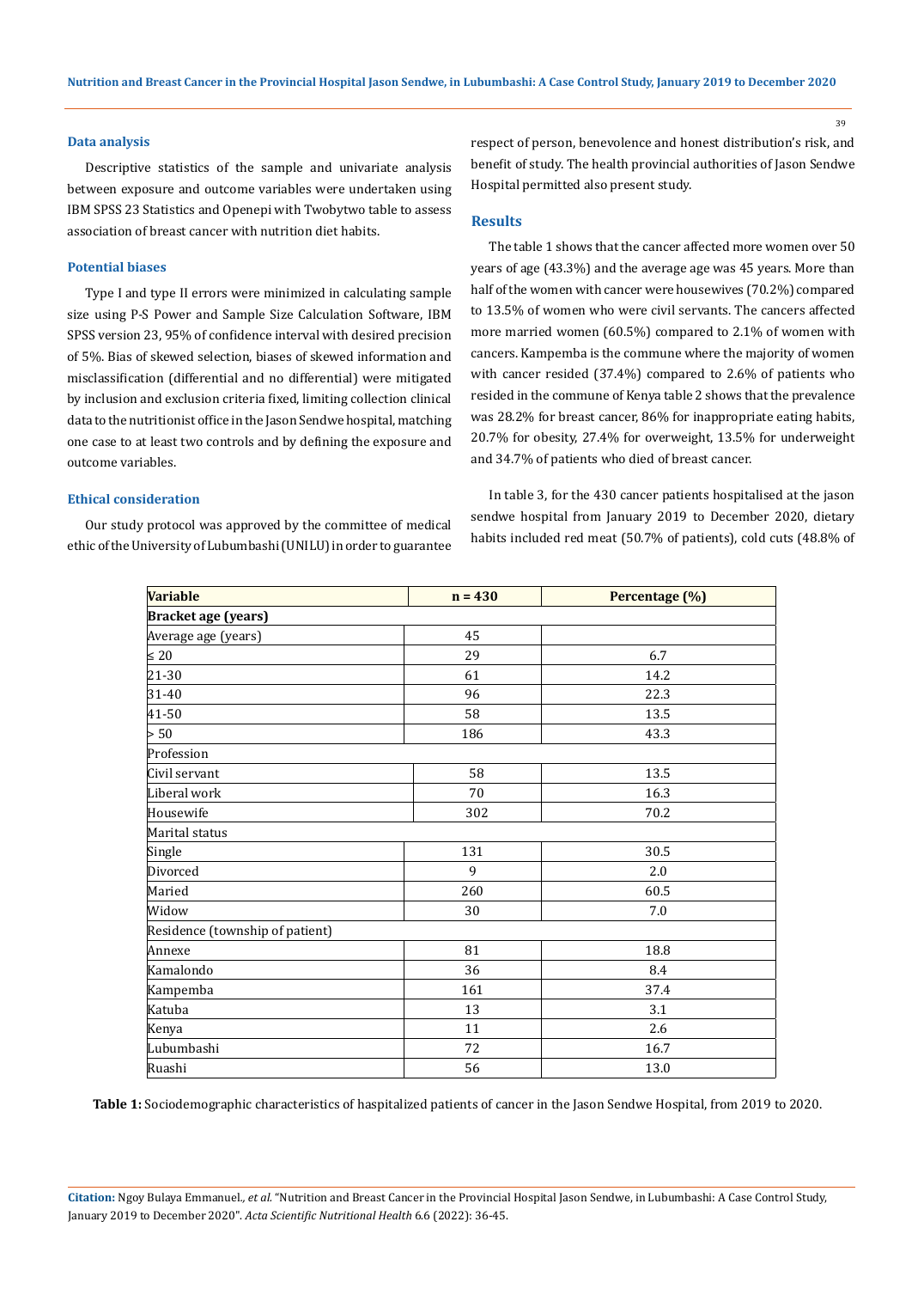### Data analysis

Descriptive statistics of the sample and univariate analysis between exposure and outcome variables were undertaken using IBM SPSS 23 Statistics and Openepi with Twobytwo table to assess association of breast cancer with nutrition diet habits.

### Potential biases

Type I and type II errors were minimized in calculating sample size using P-S Power and Sample Size Calculation Software, IBM SPSS version 23, 95% of confidence interval with desired precision of 5%. Bias of skewed selection, biases of skewed information and misclassification (differential and no differential) were mitigated by inclusion and exclusion criteria fixed, limiting collection clinical data to the nutritionist office in the Jason Sendwe hospital, matching one case to at least two controls and by defining the exposure and outcome variables.

### Ethical consideration

Our study protocol was approved by the committee of medical ethic of the University of Lubumbashi (UNILU) in order to guarantee respect of person, benevolence and honest distribution's risk, and benefit of study. The health provincial authorities of Jason Sendwe Hospital permitted also present study.

## Results

The table 1 shows that the cancer affected more women over 50 years of age (43.3%) and the average age was 45 years. More than half of the women with cancer were housewives (70.2%) compared to 13.5% of women who were civil servants. The cancers affected more married women (60.5%) compared to 2.1% of women with cancers. Kampemba is the commune where the majority of women with cancer resided (37.4%) compared to 2.6% of patients who resided in the commune of Kenya table 2 shows that the prevalence was 28.2% for breast cancer, 86% for inappropriate eating habits, 20.7% for obesity, 27.4% for overweight, 13.5% for underweight and 34.7% of patients who died of breast cancer.

In table 3, for the 430 cancer patients hospitalised at the jason sendwe hospital from January 2019 to December 2020, dietary habits included red meat (50.7% of patients), cold cuts (48.8% of

| Variable | n = 430 | Percentage (%) |
|---|---|---|
| Bracket age (years) | | |
| Average age (years) | 45 | |
| ≤ 20 | 29 | 6.7 |
| 21-30 | 61 | 14.2 |
| 31-40 | 96 | 22.3 |
| 41-50 | 58 | 13.5 |
| > 50 | 186 | 43.3 |
| Profession | | |
| Civil servant | 58 | 13.5 |
| Liberal work | 70 | 16.3 |
| Housewife | 302 | 70.2 |
| Marital status | | |
| Single | 131 | 30.5 |
| Divorced | 9 | 2.0 |
| Maried | 260 | 60.5 |
| Widow | 30 | 7.0 |
| Residence (township of patient) | | |
| Annexe | 81 | 18.8 |
| Kamalondo | 36 | 8.4 |
| Kampemba | 161 | 37.4 |
| Katuba | 13 | 3.1 |
| Kenya | 11 | 2.6 |
| Lubumbashi | 72 | 16.7 |
| Ruashi | 56 | 13.0 |

**Table 1:** Sociodemographic characteristics of hospitalized patients of cancer in the Jason Sendwe Hospital, from 2019 to 2020.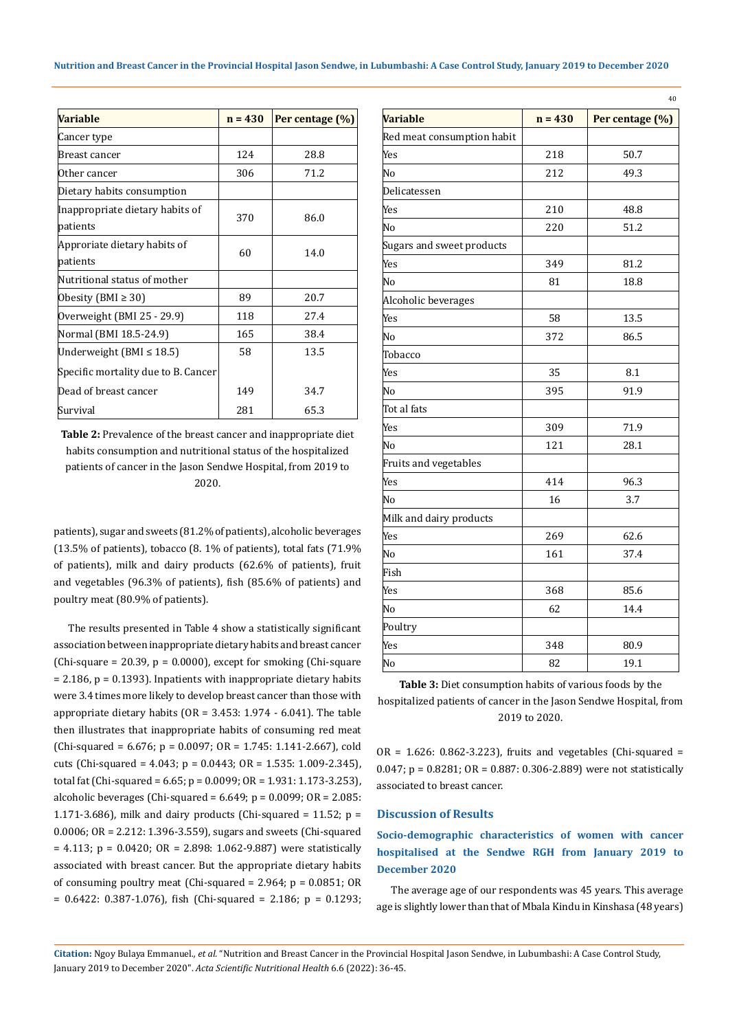| Variable | n = 430 | Per centage (%) |
|---|---|---|
| Cancer type | | |
| Breast cancer | 124 | 28.8 |
| Other cancer | 306 | 71.2 |
| Dietary habits consumption | | |
| Inappropriate dietary habits of patients | 370 | 86.0 |
| Approriate dietary habits of patients | 60 | 14.0 |
| Nutritional status of mother | | |
| Obesity (BMI ≥ 30) | 89 | 20.7 |
| Overweight (BMI 25 - 29.9) | 118 | 27.4 |
| Normal (BMI 18.5-24.9) | 165 | 38.4 |
| Underweight (BMI ≤ 18.5) | 58 | 13.5 |
| Specific mortality due to B. Cancer | | |
| Dead of breast cancer | 149 | 34.7 |
| Survival | 281 | 65.3 |

**Table 2:** Prevalence of the breast cancer and inappropriate diet habits consumption and nutritional status of the hospitalized patients of cancer in the Jason Sendwe Hospital, from 2019 to 2020.

patients), sugar and sweets (81.2% of patients), alcoholic beverages (13.5% of patients), tobacco (8. 1% of patients), total fats (71.9% of patients), milk and dairy products (62.6% of patients), fruit and vegetables (96.3% of patients), fish (85.6% of patients) and poultry meat (80.9% of patients).

The results presented in Table 4 show a statistically significant association between inappropriate dietary habits and breast cancer (Chi-square = 20.39, p = 0.0000), except for smoking (Chi-square = 2.186, p = 0.1393). Inpatients with inappropriate dietary habits were 3.4 times more likely to develop breast cancer than those with appropriate dietary habits (OR = 3.453: 1.974 - 6.041). The table then illustrates that inappropriate habits of consuming red meat (Chi-squared = 6.676; p = 0.0097; OR = 1.745: 1.141-2.667), cold cuts (Chi-squared = 4.043; p = 0.0443; OR = 1.535: 1.009-2.345), total fat (Chi-squared = 6.65; p = 0.0099; OR = 1.931: 1.173-3.253), alcoholic beverages (Chi-squared = 6.649; p = 0.0099; OR = 2.085: 1.171-3.686), milk and dairy products (Chi-squared = 11.52; p = 0.0006; OR = 2.212: 1.396-3.559), sugars and sweets (Chi-squared = 4.113; p = 0.0420; OR = 2.898: 1.062-9.887) were statistically associated with breast cancer. But the appropriate dietary habits of consuming poultry meat (Chi-squared = 2.964; p = 0.0851; OR = 0.6422: 0.387-1.076), fish (Chi-squared = 2.186; p = 0.1293; OR = 1.626: 0.862-3.223), fruits and vegetables (Chi-squared = 0.047; p = 0.8281; OR = 0.887: 0.306-2.889) were not statistically associated to breast cancer.

| Variable | n = 430 | Per centage (%) |
|---|---|---|
| Red meat consumption habit | | |
| Yes | 218 | 50.7 |
| No | 212 | 49.3 |
| Delicatessen | | |
| Yes | 210 | 48.8 |
| No | 220 | 51.2 |
| Sugars and sweet products | | |
| Yes | 349 | 81.2 |
| No | 81 | 18.8 |
| Alcoholic beverages | | |
| Yes | 58 | 13.5 |
| No | 372 | 86.5 |
| Tobacco | | |
| Yes | 35 | 8.1 |
| No | 395 | 91.9 |
| Tot al fats | | |
| Yes | 309 | 71.9 |
| No | 121 | 28.1 |
| Fruits and vegetables | | |
| Yes | 414 | 96.3 |
| No | 16 | 3.7 |
| Milk and dairy products | | |
| Yes | 269 | 62.6 |
| No | 161 | 37.4 |
| Fish | | |
| Yes | 368 | 85.6 |
| No | 62 | 14.4 |
| Poultry | | |
| Yes | 348 | 80.9 |
| No | 82 | 19.1 |

**Table 3:** Diet consumption habits of various foods by the hospitalized patients of cancer in the Jason Sendwe Hospital, from 2019 to 2020.

## Discussion of Results

### Socio-demographic characteristics of women with cancer hospitalised at the Sendwe RGH from January 2019 to December 2020

The average age of our respondents was 45 years. This average age is slightly lower than that of Mbala Kindu in Kinshasa (48 years)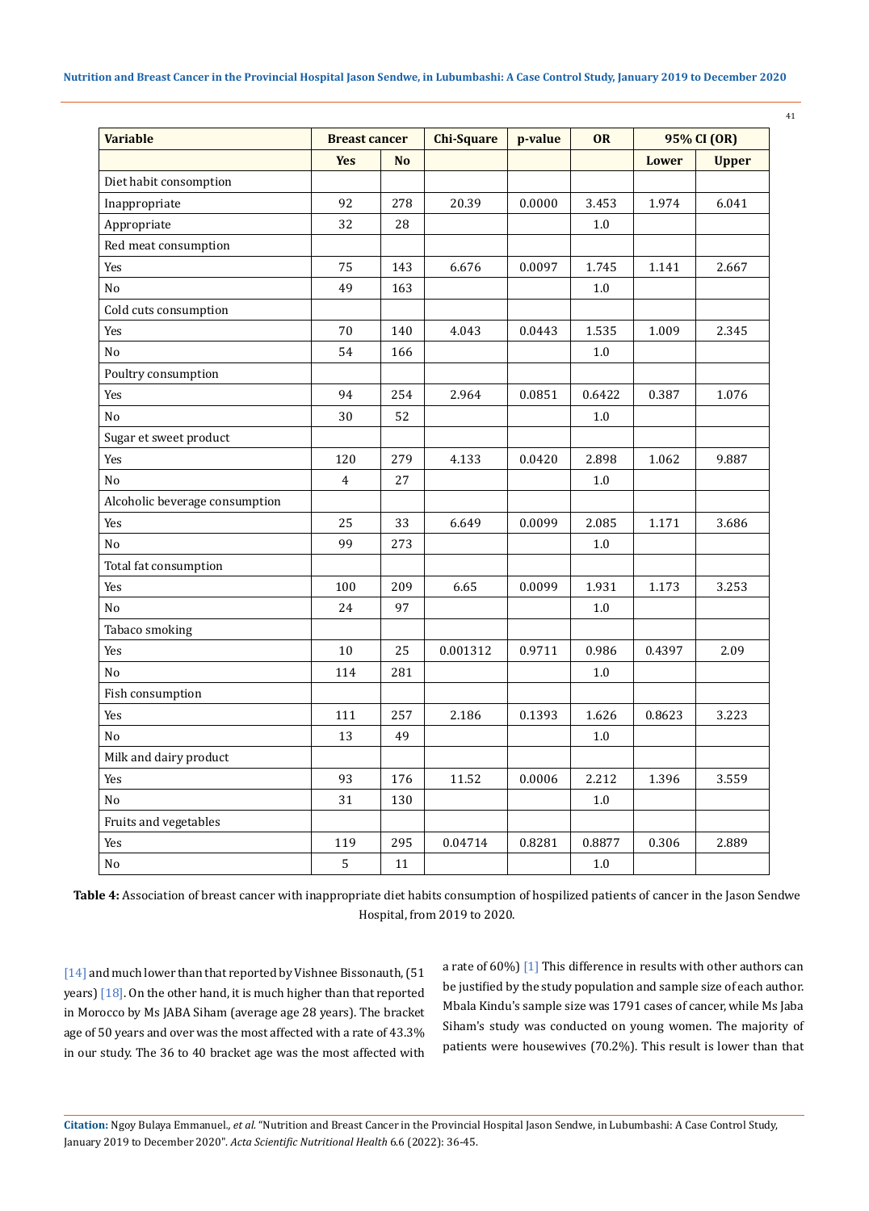| Variable | Breast cancer | | Chi-Square | p-value | OR | 95% CI (OR) | |
|---|---|---|---|---|---|---|---|
| | Yes | No | | | | Lower | Upper |
| Diet habit consomption | | | | | | | |
| Inappropriate | 92 | 278 | 20.39 | 0.0000 | 3.453 | 1.974 | 6.041 |
| Appropriate | 32 | 28 | | | 1.0 | | |
| Red meat consumption | | | | | | | |
| Yes | 75 | 143 | 6.676 | 0.0097 | 1.745 | 1.141 | 2.667 |
| No | 49 | 163 | | | 1.0 | | |
| Cold cuts consumption | | | | | | | |
| Yes | 70 | 140 | 4.043 | 0.0443 | 1.535 | 1.009 | 2.345 |
| No | 54 | 166 | | | 1.0 | | |
| Poultry consumption | | | | | | | |
| Yes | 94 | 254 | 2.964 | 0.0851 | 0.6422 | 0.387 | 1.076 |
| No | 30 | 52 | | | 1.0 | | |
| Sugar et sweet product | | | | | | | |
| Yes | 120 | 279 | 4.133 | 0.0420 | 2.898 | 1.062 | 9.887 |
| No | 4 | 27 | | | 1.0 | | |
| Alcoholic beverage consumption | | | | | | | |
| Yes | 25 | 33 | 6.649 | 0.0099 | 2.085 | 1.171 | 3.686 |
| No | 99 | 273 | | | 1.0 | | |
| Total fat consumption | | | | | | | |
| Yes | 100 | 209 | 6.65 | 0.0099 | 1.931 | 1.173 | 3.253 |
| No | 24 | 97 | | | 1.0 | | |
| Tabaco smoking | | | | | | | |
| Yes | 10 | 25 | 0.001312 | 0.9711 | 0.986 | 0.4397 | 2.09 |
| No | 114 | 281 | | | 1.0 | | |
| Fish consumption | | | | | | | |
| Yes | 111 | 257 | 2.186 | 0.1393 | 1.626 | 0.8623 | 3.223 |
| No | 13 | 49 | | | 1.0 | | |
| Milk and dairy product | | | | | | | |
| Yes | 93 | 176 | 11.52 | 0.0006 | 2.212 | 1.396 | 3.559 |
| No | 31 | 130 | | | 1.0 | | |
| Fruits and vegetables | | | | | | | |
| Yes | 119 | 295 | 0.04714 | 0.8281 | 0.8877 | 0.306 | 2.889 |
| No | 5 | 11 | | | 1.0 | | |

**Table 4:** Association of breast cancer with inappropriate diet habits consumption of hospilized patients of cancer in the Jason Sendwe Hospital, from 2019 to 2020.

[14] and much lower than that reported by Vishnee Bissonauth, (51 years) [18]. On the other hand, it is much higher than that reported in Morocco by Ms JABA Siham (average age 28 years). The bracket age of 50 years and over was the most affected with a rate of 43.3% in our study. The 36 to 40 bracket age was the most affected with a rate of 60%) [1] This difference in results with other authors can be justified by the study population and sample size of each author. Mbala Kindu's sample size was 1791 cases of cancer, while Ms Jaba Siham's study was conducted on young women. The majority of patients were housewives (70.2%). This result is lower than that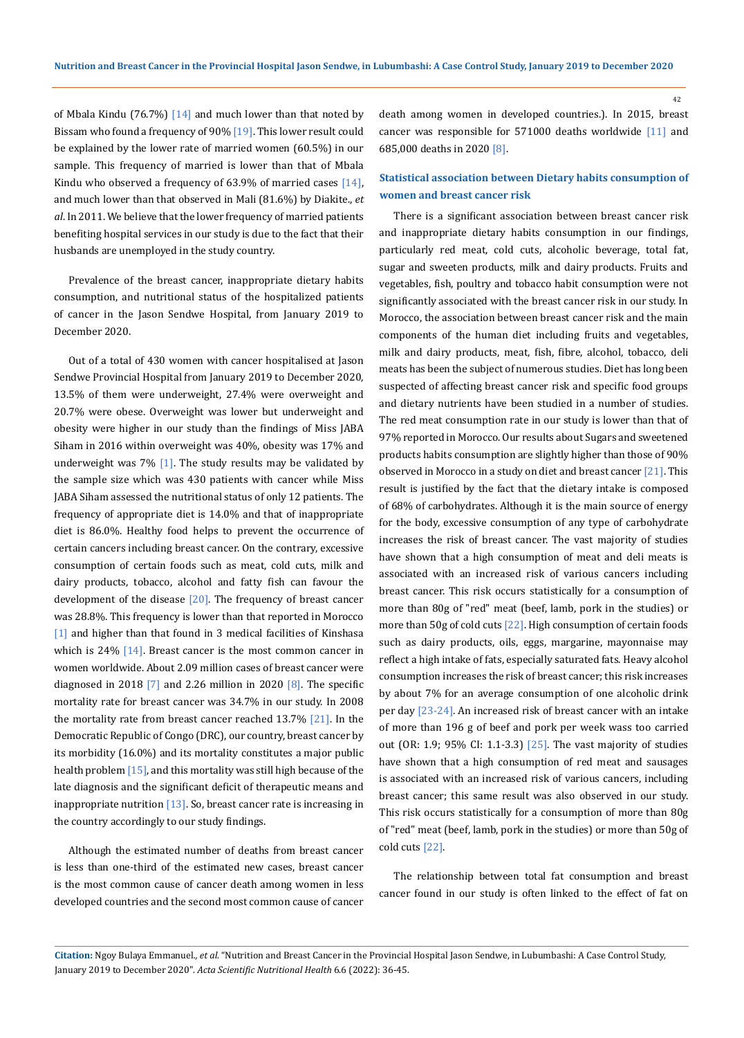of Mbala Kindu (76.7%) [14] and much lower than that noted by Bissam who found a frequency of 90% [19]. This lower result could be explained by the lower rate of married women (60.5%) in our sample. This frequency of married is lower than that of Mbala Kindu who observed a frequency of 63.9% of married cases [14], and much lower than that observed in Mali (81.6%) by Diakite., *et al*. In 2011. We believe that the lower frequency of married patients benefiting hospital services in our study is due to the fact that their husbands are unemployed in the study country.

Prevalence of the breast cancer, inappropriate dietary habits consumption, and nutritional status of the hospitalized patients of cancer in the Jason Sendwe Hospital, from January 2019 to December 2020.

Out of a total of 430 women with cancer hospitalised at Jason Sendwe Provincial Hospital from January 2019 to December 2020, 13.5% of them were underweight, 27.4% were overweight and 20.7% were obese. Overweight was lower but underweight and obesity were higher in our study than the findings of Miss JABA Siham in 2016 within overweight was 40%, obesity was 17% and underweight was 7% [1]. The study results may be validated by the sample size which was 430 patients with cancer while Miss JABA Siham assessed the nutritional status of only 12 patients. The frequency of appropriate diet is 14.0% and that of inappropriate diet is 86.0%. Healthy food helps to prevent the occurrence of certain cancers including breast cancer. On the contrary, excessive consumption of certain foods such as meat, cold cuts, milk and dairy products, tobacco, alcohol and fatty fish can favour the development of the disease [20]. The frequency of breast cancer was 28.8%. This frequency is lower than that reported in Morocco [1] and higher than that found in 3 medical facilities of Kinshasa which is 24% [14]. Breast cancer is the most common cancer in women worldwide. About 2.09 million cases of breast cancer were diagnosed in 2018 [7] and 2.26 million in 2020 [8]. The specific mortality rate for breast cancer was 34.7% in our study. In 2008 the mortality rate from breast cancer reached 13.7% [21]. In the Democratic Republic of Congo (DRC), our country, breast cancer by its morbidity (16.0%) and its mortality constitutes a major public health problem [15], and this mortality was still high because of the late diagnosis and the significant deficit of therapeutic means and inappropriate nutrition [13]. So, breast cancer rate is increasing in the country accordingly to our study findings.

Although the estimated number of deaths from breast cancer is less than one-third of the estimated new cases, breast cancer is the most common cause of cancer death among women in less developed countries and the second most common cause of cancer death among women in developed countries.). In 2015, breast cancer was responsible for 571000 deaths worldwide [11] and 685,000 deaths in 2020 [8].

### Statistical association between Dietary habits consumption of women and breast cancer risk

There is a significant association between breast cancer risk and inappropriate dietary habits consumption in our findings, particularly red meat, cold cuts, alcoholic beverage, total fat, sugar and sweeten products, milk and dairy products. Fruits and vegetables, fish, poultry and tobacco habit consumption were not significantly associated with the breast cancer risk in our study. In Morocco, the association between breast cancer risk and the main components of the human diet including fruits and vegetables, milk and dairy products, meat, fish, fibre, alcohol, tobacco, deli meats has been the subject of numerous studies. Diet has long been suspected of affecting breast cancer risk and specific food groups and dietary nutrients have been studied in a number of studies. The red meat consumption rate in our study is lower than that of 97% reported in Morocco. Our results about Sugars and sweetened products habits consumption are slightly higher than those of 90% observed in Morocco in a study on diet and breast cancer [21]. This result is justified by the fact that the dietary intake is composed of 68% of carbohydrates. Although it is the main source of energy for the body, excessive consumption of any type of carbohydrate increases the risk of breast cancer. The vast majority of studies have shown that a high consumption of meat and deli meats is associated with an increased risk of various cancers including breast cancer. This risk occurs statistically for a consumption of more than 80g of "red" meat (beef, lamb, pork in the studies) or more than 50g of cold cuts [22]. High consumption of certain foods such as dairy products, oils, eggs, margarine, mayonnaise may reflect a high intake of fats, especially saturated fats. Heavy alcohol consumption increases the risk of breast cancer; this risk increases by about 7% for an average consumption of one alcoholic drink per day [23-24]. An increased risk of breast cancer with an intake of more than 196 g of beef and pork per week wass too carried out (OR: 1.9; 95% CI: 1.1-3.3) [25]. The vast majority of studies have shown that a high consumption of red meat and sausages is associated with an increased risk of various cancers, including breast cancer; this same result was also observed in our study. This risk occurs statistically for a consumption of more than 80g of "red" meat (beef, lamb, pork in the studies) or more than 50g of cold cuts [22].

The relationship between total fat consumption and breast cancer found in our study is often linked to the effect of fat on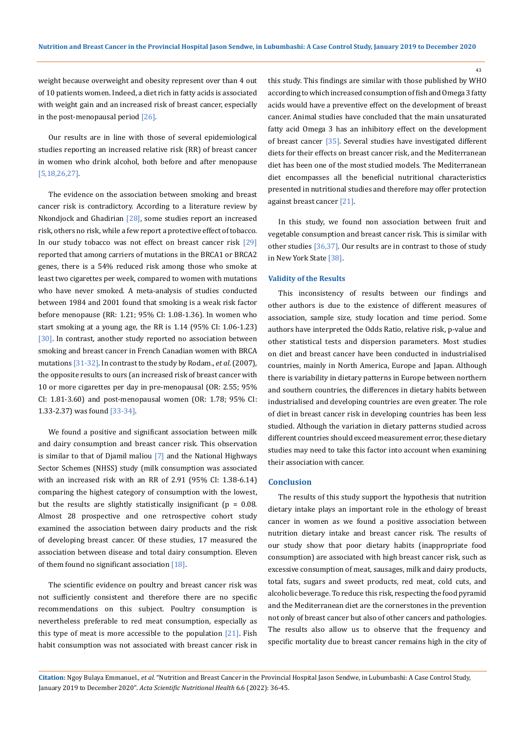weight because overweight and obesity represent over than 4 out of 10 patients women. Indeed, a diet rich in fatty acids is associated with weight gain and an increased risk of breast cancer, especially in the post-menopausal period [26].

Our results are in line with those of several epidemiological studies reporting an increased relative risk (RR) of breast cancer in women who drink alcohol, both before and after menopause [5,18,26,27].

The evidence on the association between smoking and breast cancer risk is contradictory. According to a literature review by Nkondjock and Ghadirian [28], some studies report an increased risk, others no risk, while a few report a protective effect of tobacco. In our study tobacco was not effect on breast cancer risk [29] reported that among carriers of mutations in the BRCA1 or BRCA2 genes, there is a 54% reduced risk among those who smoke at least two cigarettes per week, compared to women with mutations who have never smoked. A meta-analysis of studies conducted between 1984 and 2001 found that smoking is a weak risk factor before menopause (RR: 1.21; 95% CI: 1.08-1.36). In women who start smoking at a young age, the RR is 1.14 (95% CI: 1.06-1.23) [30]. In contrast, another study reported no association between smoking and breast cancer in French Canadian women with BRCA mutations [31-32]. In contrast to the study by Rodam., *et al*. (2007), the opposite results to ours (an increased risk of breast cancer with 10 or more cigarettes per day in pre-menopausal (OR: 2.55; 95% CI: 1.81-3.60) and post-menopausal women (OR: 1.78; 95% CI: 1.33-2.37) was found [33-34].

We found a positive and significant association between milk and dairy consumption and breast cancer risk. This observation is similar to that of Djamil maliou [7] and the National Highways Sector Schemes (NHSS) study (milk consumption was associated with an increased risk with an RR of 2.91 (95% CI: 1.38-6.14) comparing the highest category of consumption with the lowest, but the results are slightly statistically insignificant (p = 0.08. Almost 28 prospective and one retrospective cohort study examined the association between dairy products and the risk of developing breast cancer. Of these studies, 17 measured the association between disease and total dairy consumption. Eleven of them found no significant association [18].

The scientific evidence on poultry and breast cancer risk was not sufficiently consistent and therefore there are no specific recommendations on this subject. Poultry consumption is nevertheless preferable to red meat consumption, especially as this type of meat is more accessible to the population [21]. Fish habit consumption was not associated with breast cancer risk in this study. This findings are similar with those published by WHO according to which increased consumption of fish and Omega 3 fatty acids would have a preventive effect on the development of breast cancer. Animal studies have concluded that the main unsaturated fatty acid Omega 3 has an inhibitory effect on the development of breast cancer [35]. Several studies have investigated different diets for their effects on breast cancer risk, and the Mediterranean diet has been one of the most studied models. The Mediterranean diet encompasses all the beneficial nutritional characteristics presented in nutritional studies and therefore may offer protection against breast cancer [21].

In this study, we found non association between fruit and vegetable consumption and breast cancer risk. This is similar with other studies [36,37]. Our results are in contrast to those of study in New York State [38].

### Validity of the Results

This inconsistency of results between our findings and other authors is due to the existence of different measures of association, sample size, study location and time period. Some authors have interpreted the Odds Ratio, relative risk, p-value and other statistical tests and dispersion parameters. Most studies on diet and breast cancer have been conducted in industrialised countries, mainly in North America, Europe and Japan. Although there is variability in dietary patterns in Europe between northern and southern countries, the differences in dietary habits between industrialised and developing countries are even greater. The role of diet in breast cancer risk in developing countries has been less studied. Although the variation in dietary patterns studied across different countries should exceed measurement error, these dietary studies may need to take this factor into account when examining their association with cancer.

## Conclusion

The results of this study support the hypothesis that nutrition dietary intake plays an important role in the etiology of breast cancer in women as we found a positive association between nutrition dietary intake and breast cancer risk. The results of our study show that poor dietary habits (inappropriate food consumption) are associated with high breast cancer risk, such as excessive consumption of meat, sausages, milk and dairy products, total fats, sugars and sweet products, red meat, cold cuts, and alcoholic beverage. To reduce this risk, respecting the food pyramid and the Mediterranean diet are the cornerstones in the prevention not only of breast cancer but also of other cancers and pathologies. The results also allow us to observe that the frequency and specific mortality due to breast cancer remains high in the city of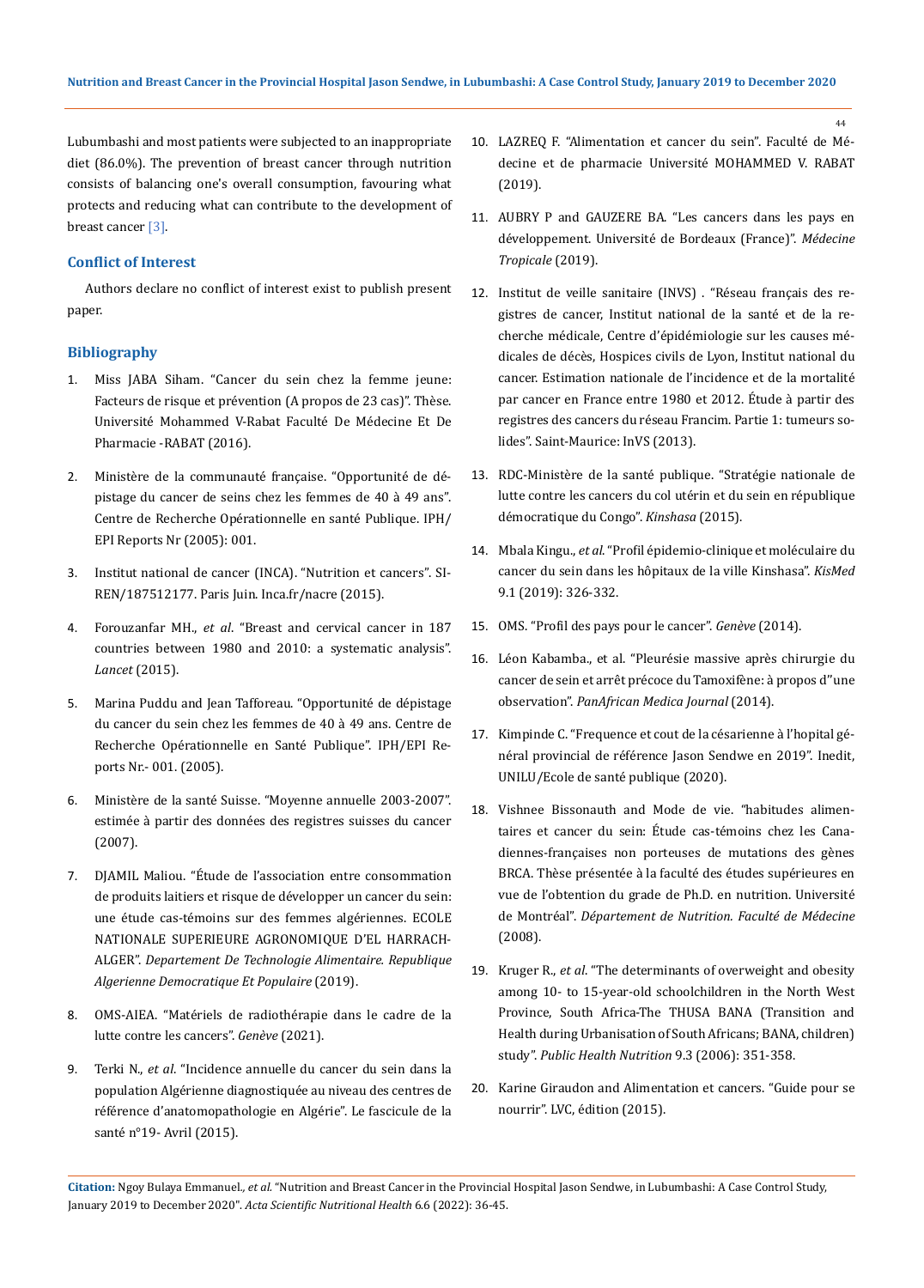Lubumbashi and most patients were subjected to an inappropriate diet (86.0%). The prevention of breast cancer through nutrition consists of balancing one's overall consumption, favouring what protects and reducing what can contribute to the development of breast cancer [3].

## Conflict of Interest

Authors declare no conflict of interest exist to publish present paper.

## Bibliography

1. Miss JABA Siham. "Cancer du sein chez la femme jeune: Facteurs de risque et prévention (A propos de 23 cas)". Thèse. Université Mohammed V-Rabat Faculté De Médecine Et De Pharmacie -RABAT (2016).
2. Ministère de la communauté française. "Opportunité de dépistage du cancer de seins chez les femmes de 40 à 49 ans". Centre de Recherche Opérationnelle en santé Publique. IPH/EPI Reports Nr (2005): 001.
3. Institut national de cancer (INCA). "Nutrition et cancers". SIREN/187512177. Paris Juin. Inca.fr/nacre (2015).
4. Forouzanfar MH., *et al*. "Breast and cervical cancer in 187 countries between 1980 and 2010: a systematic analysis". *Lancet* (2015).
5. Marina Puddu and Jean Tafforeau. "Opportunité de dépistage du cancer du sein chez les femmes de 40 à 49 ans. Centre de Recherche Opérationnelle en Santé Publique". IPH/EPI Reports Nr.- 001. (2005).
6. Ministère de la santé Suisse. "Moyenne annuelle 2003-2007". estimée à partir des données des registres suisses du cancer (2007).
7. DJAMIL Maliou. "Étude de l'association entre consommation de produits laitiers et risque de développer un cancer du sein: une étude cas-témoins sur des femmes algériennes. ECOLE NATIONALE SUPERIEURE AGRONOMIQUE D'EL HARRACH-ALGER". *Departement De Technologie Alimentaire. Republique Algerienne Democratique Et Populaire* (2019).
8. OMS-AIEA. "Matériels de radiothérapie dans le cadre de la lutte contre les cancers". *Genève* (2021).
9. Terki N., *et al*. "Incidence annuelle du cancer du sein dans la population Algérienne diagnostiquée au niveau des centres de référence d'anatomopathologie en Algérie". Le fascicule de la santé n°19- Avril (2015).
10. LAZREQ F. "Alimentation et cancer du sein". Faculté de Médecine et de pharmacie Université MOHAMMED V. RABAT (2019).
11. AUBRY P and GAUZERE BA. "Les cancers dans les pays en développement. Université de Bordeaux (France)". *Médecine Tropicale* (2019).
12. Institut de veille sanitaire (INVS) . "Réseau français des registres de cancer, Institut national de la santé et de la recherche médicale, Centre d'épidémiologie sur les causes médicales de décès, Hospices civils de Lyon, Institut national du cancer. Estimation nationale de l'incidence et de la mortalité par cancer en France entre 1980 et 2012. Étude à partir des registres des cancers du réseau Francim. Partie 1: tumeurs solides". Saint-Maurice: InVS (2013).
13. RDC-Ministère de la santé publique. "Stratégie nationale de lutte contre les cancers du col utérin et du sein en république démocratique du Congo". *Kinshasa* (2015).
14. Mbala Kingu., *et al*. "Profil épidemio-clinique et moléculaire du cancer du sein dans les hôpitaux de la ville Kinshasa". *KisMed* 9.1 (2019): 326-332.
15. OMS. "Profil des pays pour le cancer". *Genève* (2014).
16. Léon Kabamba., et al. "Pleurésie massive après chirurgie du cancer de sein et arrêt précoce du Tamoxifène: à propos d"une observation". *PanAfrican Medica Journal* (2014).
17. Kimpinde C. "Frequence et cout de la césarienne à l'hopital général provincial de référence Jason Sendwe en 2019". Inedit, UNILU/Ecole de santé publique (2020).
18. Vishnee Bissonauth and Mode de vie. "habitudes alimentaires et cancer du sein: Étude cas-témoins chez les Canadiennes-françaises non porteuses de mutations des gènes BRCA. Thèse présentée à la faculté des études supérieures en vue de l'obtention du grade de Ph.D. en nutrition. Université de Montréal". *Département de Nutrition. Faculté de Médecine* (2008).
19. Kruger R., *et al*. "The determinants of overweight and obesity among 10- to 15-year-old schoolchildren in the North West Province, South Africa-The THUSA BANA (Transition and Health during Urbanisation of South Africans; BANA, children) study". *Public Health Nutrition* 9.3 (2006): 351-358.
20. Karine Giraudon and Alimentation et cancers. "Guide pour se nourrir". LVC, édition (2015).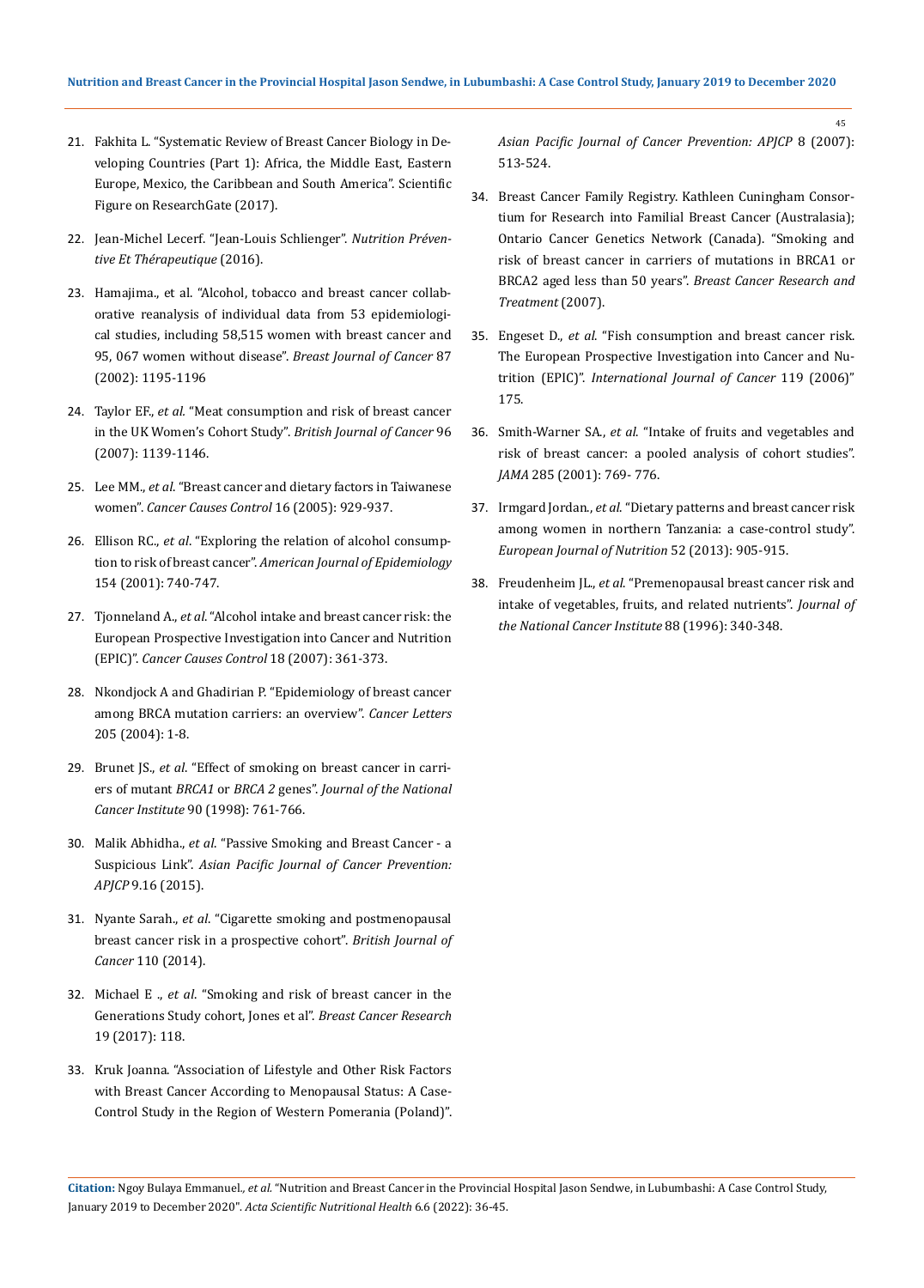21. Fakhita L. "Systematic Review of Breast Cancer Biology in Developing Countries (Part 1): Africa, the Middle East, Eastern Europe, Mexico, the Caribbean and South America". Scientific Figure on ResearchGate (2017).

22. Jean-Michel Lecerf. "Jean-Louis Schlienger". *Nutrition Préventive Et Thérapeutique* (2016).

23. Hamajima., et al. "Alcohol, tobacco and breast cancer collaborative reanalysis of individual data from 53 epidemiological studies, including 58,515 women with breast cancer and 95, 067 women without disease". *Breast Journal of Cancer* 87 (2002): 1195-1196

24. Taylor EF., *et al*. "Meat consumption and risk of breast cancer in the UK Women's Cohort Study". *British Journal of Cancer* 96 (2007): 1139-1146.

25. Lee MM., *et al*. "Breast cancer and dietary factors in Taiwanese women". *Cancer Causes Control* 16 (2005): 929-937.

26. Ellison RC., *et al*. "Exploring the relation of alcohol consumption to risk of breast cancer". *American Journal of Epidemiology* 154 (2001): 740-747.

27. Tjonneland A., *et al*. "Alcohol intake and breast cancer risk: the European Prospective Investigation into Cancer and Nutrition (EPIC)". *Cancer Causes Control* 18 (2007): 361-373.

28. Nkondjock A and Ghadirian P. "Epidemiology of breast cancer among BRCA mutation carriers: an overview". *Cancer Letters* 205 (2004): 1-8.

29. Brunet JS., *et al*. "Effect of smoking on breast cancer in carriers of mutant *BRCA1* or *BRCA 2* genes". *Journal of the National Cancer Institute* 90 (1998): 761-766.

30. Malik Abhidha., *et al*. "Passive Smoking and Breast Cancer - a Suspicious Link". *Asian Pacific Journal of Cancer Prevention: APJCP* 9.16 (2015).

31. Nyante Sarah., *et al*. "Cigarette smoking and postmenopausal breast cancer risk in a prospective cohort". *British Journal of Cancer* 110 (2014).

32. Michael E ., *et al*. "Smoking and risk of breast cancer in the Generations Study cohort, Jones et al". *Breast Cancer Research* 19 (2017): 118.

33. Kruk Joanna. "Association of Lifestyle and Other Risk Factors with Breast Cancer According to Menopausal Status: A Case-Control Study in the Region of Western Pomerania (Poland)". *Asian Pacific Journal of Cancer Prevention: APJCP* 8 (2007): 513-524.

34. Breast Cancer Family Registry. Kathleen Cuningham Consortium for Research into Familial Breast Cancer (Australasia); Ontario Cancer Genetics Network (Canada). "Smoking and risk of breast cancer in carriers of mutations in BRCA1 or BRCA2 aged less than 50 years". *Breast Cancer Research and Treatment* (2007).

35. Engeset D., *et al*. "Fish consumption and breast cancer risk. The European Prospective Investigation into Cancer and Nutrition (EPIC)". *International Journal of Cancer* 119 (2006)" 175.

36. Smith-Warner SA., *et al*. "Intake of fruits and vegetables and risk of breast cancer: a pooled analysis of cohort studies". *JAMA* 285 (2001): 769- 776.

37. Irmgard Jordan., *et al*. "Dietary patterns and breast cancer risk among women in northern Tanzania: a case-control study". *European Journal of Nutrition* 52 (2013): 905-915.

38. Freudenheim JL., *et al*. "Premenopausal breast cancer risk and intake of vegetables, fruits, and related nutrients". *Journal of the National Cancer Institute* 88 (1996): 340-348.